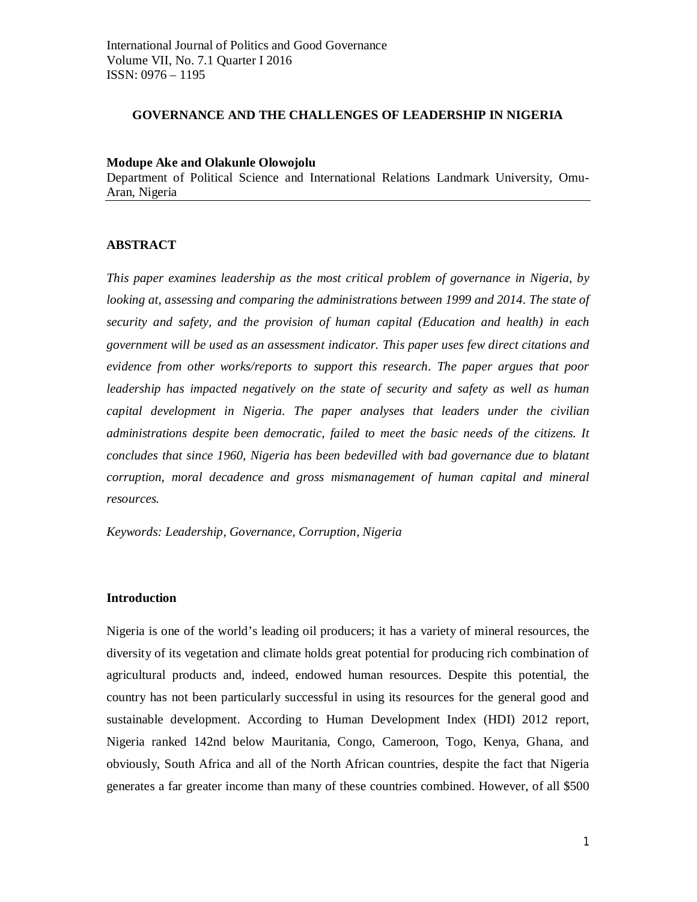International Journal of Politics and Good Governance
Volume VII, No. 7.1 Quarter I 2016
ISSN: 0976 – 1195

# GOVERNANCE AND THE CHALLENGES OF LEADERSHIP IN NIGERIA

**Modupe Ake and Olakunle Olowojolu**
Department of Political Science and International Relations Landmark University, Omu-Aran, Nigeria

## ABSTRACT

*This paper examines leadership as the most critical problem of governance in Nigeria, by looking at, assessing and comparing the administrations between 1999 and 2014. The state of security and safety, and the provision of human capital (Education and health) in each government will be used as an assessment indicator. This paper uses few direct citations and evidence from other works/reports to support this research. The paper argues that poor leadership has impacted negatively on the state of security and safety as well as human capital development in Nigeria. The paper analyses that leaders under the civilian administrations despite been democratic, failed to meet the basic needs of the citizens. It concludes that since 1960, Nigeria has been bedevilled with bad governance due to blatant corruption, moral decadence and gross mismanagement of human capital and mineral resources.*

*Keywords: Leadership, Governance, Corruption, Nigeria*

## Introduction

Nigeria is one of the world's leading oil producers; it has a variety of mineral resources, the diversity of its vegetation and climate holds great potential for producing rich combination of agricultural products and, indeed, endowed human resources. Despite this potential, the country has not been particularly successful in using its resources for the general good and sustainable development. According to Human Development Index (HDI) 2012 report, Nigeria ranked 142nd below Mauritania, Congo, Cameroon, Togo, Kenya, Ghana, and obviously, South Africa and all of the North African countries, despite the fact that Nigeria generates a far greater income than many of these countries combined. However, of all $500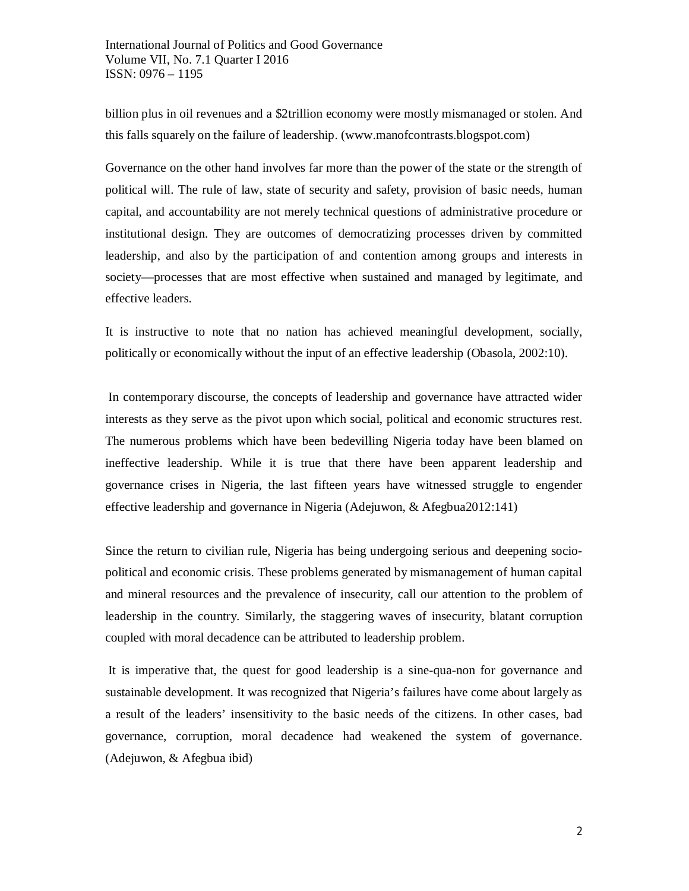billion plus in oil revenues and a $2trillion economy were mostly mismanaged or stolen. And this falls squarely on the failure of leadership. (www.manofcontrasts.blogspot.com)

Governance on the other hand involves far more than the power of the state or the strength of political will. The rule of law, state of security and safety, provision of basic needs, human capital, and accountability are not merely technical questions of administrative procedure or institutional design. They are outcomes of democratizing processes driven by committed leadership, and also by the participation of and contention among groups and interests in society—processes that are most effective when sustained and managed by legitimate, and effective leaders.

It is instructive to note that no nation has achieved meaningful development, socially, politically or economically without the input of an effective leadership (Obasola, 2002:10).

In contemporary discourse, the concepts of leadership and governance have attracted wider interests as they serve as the pivot upon which social, political and economic structures rest. The numerous problems which have been bedevilling Nigeria today have been blamed on ineffective leadership. While it is true that there have been apparent leadership and governance crises in Nigeria, the last fifteen years have witnessed struggle to engender effective leadership and governance in Nigeria (Adejuwon, & Afegbua2012:141)

Since the return to civilian rule, Nigeria has being undergoing serious and deepening socio-political and economic crisis. These problems generated by mismanagement of human capital and mineral resources and the prevalence of insecurity, call our attention to the problem of leadership in the country. Similarly, the staggering waves of insecurity, blatant corruption coupled with moral decadence can be attributed to leadership problem.

It is imperative that, the quest for good leadership is a sine-qua-non for governance and sustainable development. It was recognized that Nigeria's failures have come about largely as a result of the leaders' insensitivity to the basic needs of the citizens. In other cases, bad governance, corruption, moral decadence had weakened the system of governance. (Adejuwon, & Afegbua ibid)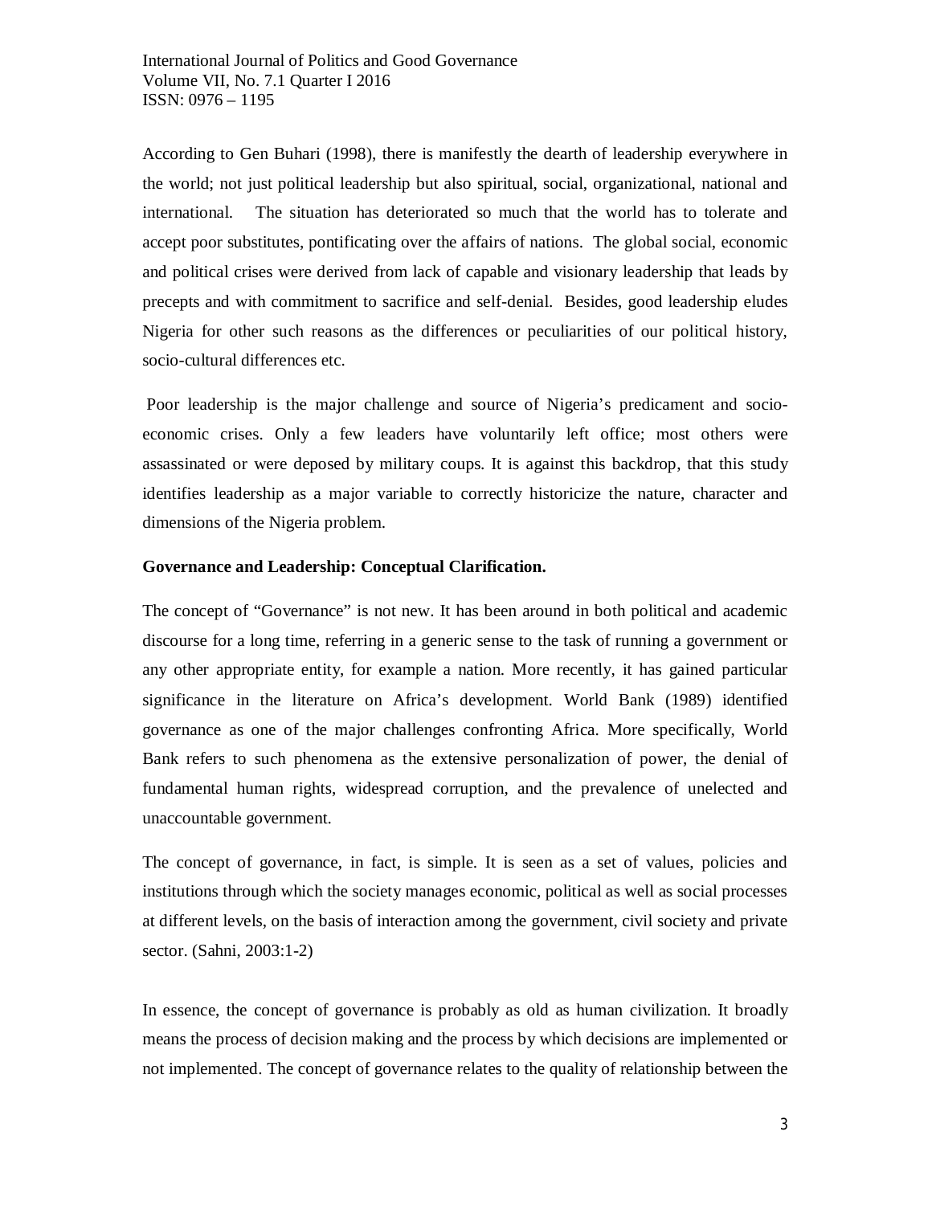According to Gen Buhari (1998), there is manifestly the dearth of leadership everywhere in the world; not just political leadership but also spiritual, social, organizational, national and international. The situation has deteriorated so much that the world has to tolerate and accept poor substitutes, pontificating over the affairs of nations. The global social, economic and political crises were derived from lack of capable and visionary leadership that leads by precepts and with commitment to sacrifice and self-denial. Besides, good leadership eludes Nigeria for other such reasons as the differences or peculiarities of our political history, socio-cultural differences etc.

Poor leadership is the major challenge and source of Nigeria's predicament and socio-economic crises. Only a few leaders have voluntarily left office; most others were assassinated or were deposed by military coups. It is against this backdrop, that this study identifies leadership as a major variable to correctly historicize the nature, character and dimensions of the Nigeria problem.

**Governance and Leadership: Conceptual Clarification.**

The concept of "Governance" is not new. It has been around in both political and academic discourse for a long time, referring in a generic sense to the task of running a government or any other appropriate entity, for example a nation. More recently, it has gained particular significance in the literature on Africa's development. World Bank (1989) identified governance as one of the major challenges confronting Africa. More specifically, World Bank refers to such phenomena as the extensive personalization of power, the denial of fundamental human rights, widespread corruption, and the prevalence of unelected and unaccountable government.

The concept of governance, in fact, is simple. It is seen as a set of values, policies and institutions through which the society manages economic, political as well as social processes at different levels, on the basis of interaction among the government, civil society and private sector. (Sahni, 2003:1-2)

In essence, the concept of governance is probably as old as human civilization. It broadly means the process of decision making and the process by which decisions are implemented or not implemented. The concept of governance relates to the quality of relationship between the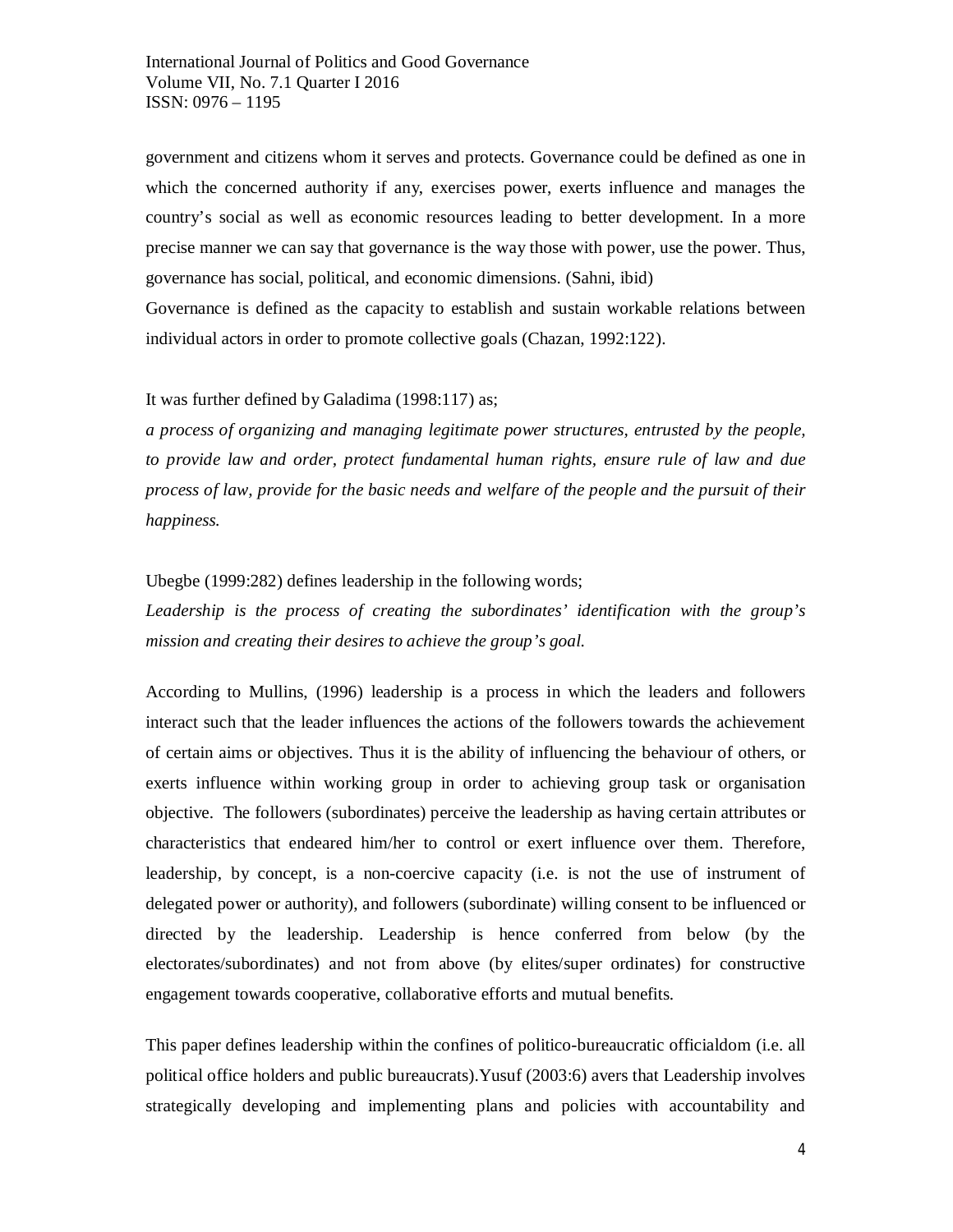government and citizens whom it serves and protects. Governance could be defined as one in which the concerned authority if any, exercises power, exerts influence and manages the country's social as well as economic resources leading to better development. In a more precise manner we can say that governance is the way those with power, use the power. Thus, governance has social, political, and economic dimensions. (Sahni, ibid)

Governance is defined as the capacity to establish and sustain workable relations between individual actors in order to promote collective goals (Chazan, 1992:122).

It was further defined by Galadima (1998:117) as;

*a process of organizing and managing legitimate power structures, entrusted by the people, to provide law and order, protect fundamental human rights, ensure rule of law and due process of law, provide for the basic needs and welfare of the people and the pursuit of their happiness.*

Ubegbe (1999:282) defines leadership in the following words;

*Leadership is the process of creating the subordinates' identification with the group's mission and creating their desires to achieve the group's goal.*

According to Mullins, (1996) leadership is a process in which the leaders and followers interact such that the leader influences the actions of the followers towards the achievement of certain aims or objectives. Thus it is the ability of influencing the behaviour of others, or exerts influence within working group in order to achieving group task or organisation objective. The followers (subordinates) perceive the leadership as having certain attributes or characteristics that endeared him/her to control or exert influence over them. Therefore, leadership, by concept, is a non-coercive capacity (i.e. is not the use of instrument of delegated power or authority), and followers (subordinate) willing consent to be influenced or directed by the leadership. Leadership is hence conferred from below (by the electorates/subordinates) and not from above (by elites/super ordinates) for constructive engagement towards cooperative, collaborative efforts and mutual benefits.

This paper defines leadership within the confines of politico-bureaucratic officialdom (i.e. all political office holders and public bureaucrats).Yusuf (2003:6) avers that Leadership involves strategically developing and implementing plans and policies with accountability and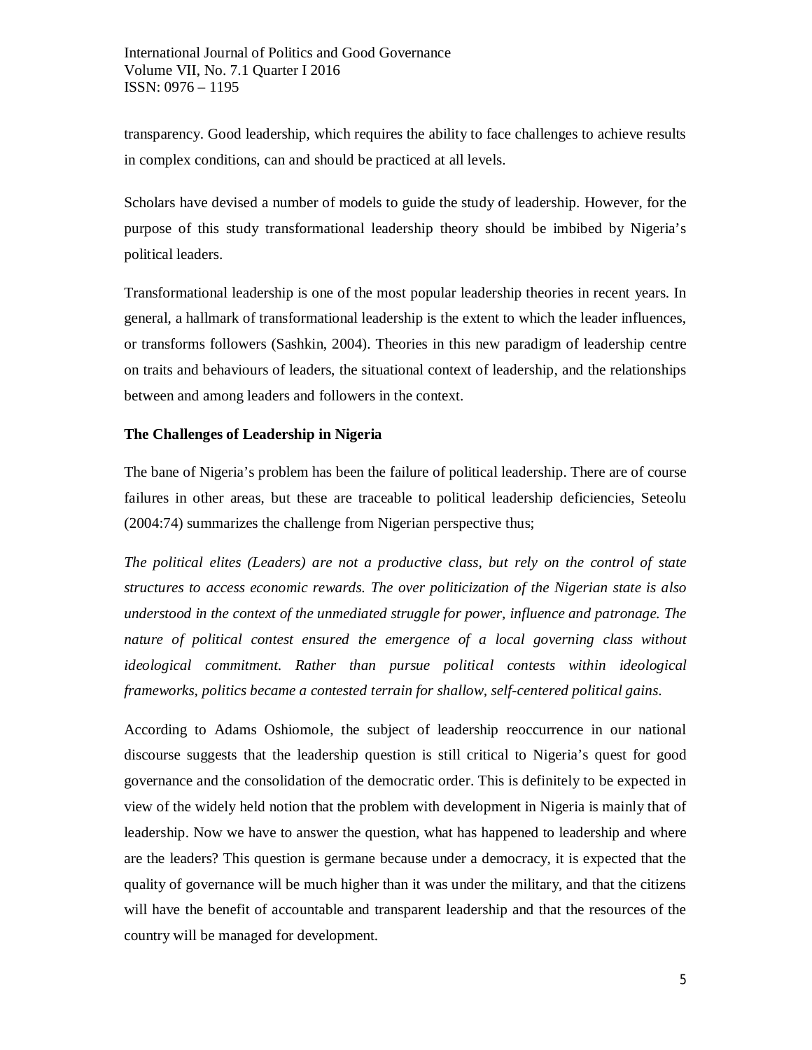transparency. Good leadership, which requires the ability to face challenges to achieve results in complex conditions, can and should be practiced at all levels.

Scholars have devised a number of models to guide the study of leadership. However, for the purpose of this study transformational leadership theory should be imbibed by Nigeria's political leaders.

Transformational leadership is one of the most popular leadership theories in recent years. In general, a hallmark of transformational leadership is the extent to which the leader influences, or transforms followers (Sashkin, 2004). Theories in this new paradigm of leadership centre on traits and behaviours of leaders, the situational context of leadership, and the relationships between and among leaders and followers in the context.

**The Challenges of Leadership in Nigeria**

The bane of Nigeria's problem has been the failure of political leadership. There are of course failures in other areas, but these are traceable to political leadership deficiencies, Seteolu (2004:74) summarizes the challenge from Nigerian perspective thus;

*The political elites (Leaders) are not a productive class, but rely on the control of state structures to access economic rewards. The over politicization of the Nigerian state is also understood in the context of the unmediated struggle for power, influence and patronage. The nature of political contest ensured the emergence of a local governing class without ideological commitment. Rather than pursue political contests within ideological frameworks, politics became a contested terrain for shallow, self-centered political gains.*

According to Adams Oshiomole, the subject of leadership reoccurrence in our national discourse suggests that the leadership question is still critical to Nigeria's quest for good governance and the consolidation of the democratic order. This is definitely to be expected in view of the widely held notion that the problem with development in Nigeria is mainly that of leadership. Now we have to answer the question, what has happened to leadership and where are the leaders? This question is germane because under a democracy, it is expected that the quality of governance will be much higher than it was under the military, and that the citizens will have the benefit of accountable and transparent leadership and that the resources of the country will be managed for development.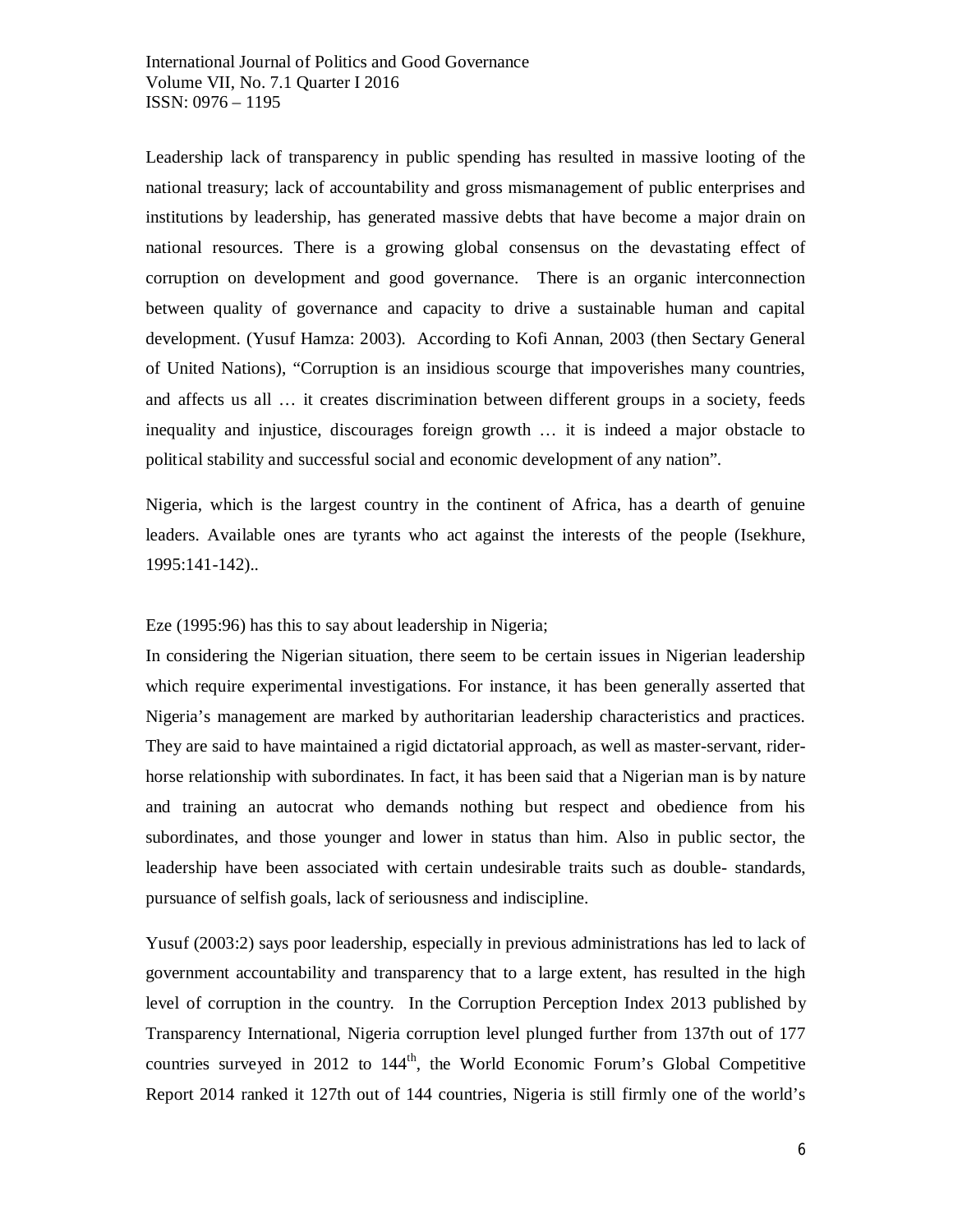Leadership lack of transparency in public spending has resulted in massive looting of the national treasury; lack of accountability and gross mismanagement of public enterprises and institutions by leadership, has generated massive debts that have become a major drain on national resources. There is a growing global consensus on the devastating effect of corruption on development and good governance. There is an organic interconnection between quality of governance and capacity to drive a sustainable human and capital development. (Yusuf Hamza: 2003). According to Kofi Annan, 2003 (then Sectary General of United Nations), "Corruption is an insidious scourge that impoverishes many countries, and affects us all … it creates discrimination between different groups in a society, feeds inequality and injustice, discourages foreign growth … it is indeed a major obstacle to political stability and successful social and economic development of any nation".

Nigeria, which is the largest country in the continent of Africa, has a dearth of genuine leaders. Available ones are tyrants who act against the interests of the people (Isekhure, 1995:141-142)..

Eze (1995:96) has this to say about leadership in Nigeria;

In considering the Nigerian situation, there seem to be certain issues in Nigerian leadership which require experimental investigations. For instance, it has been generally asserted that Nigeria's management are marked by authoritarian leadership characteristics and practices. They are said to have maintained a rigid dictatorial approach, as well as master-servant, rider-horse relationship with subordinates. In fact, it has been said that a Nigerian man is by nature and training an autocrat who demands nothing but respect and obedience from his subordinates, and those younger and lower in status than him. Also in public sector, the leadership have been associated with certain undesirable traits such as double- standards, pursuance of selfish goals, lack of seriousness and indiscipline.

Yusuf (2003:2) says poor leadership, especially in previous administrations has led to lack of government accountability and transparency that to a large extent, has resulted in the high level of corruption in the country. In the Corruption Perception Index 2013 published by Transparency International, Nigeria corruption level plunged further from 137th out of 177 countries surveyed in 2012 to 144th, the World Economic Forum's Global Competitive Report 2014 ranked it 127th out of 144 countries, Nigeria is still firmly one of the world's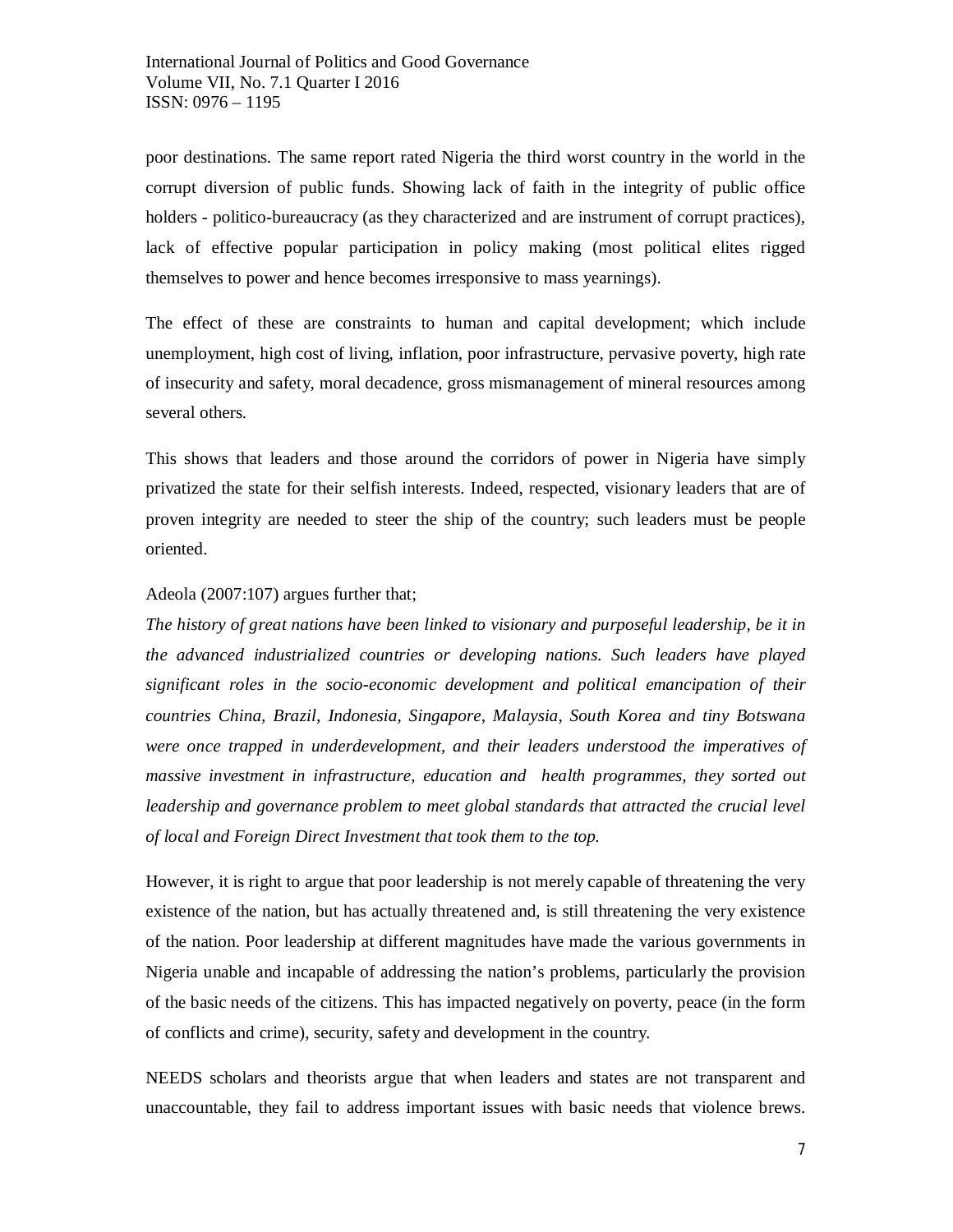poor destinations. The same report rated Nigeria the third worst country in the world in the corrupt diversion of public funds. Showing lack of faith in the integrity of public office holders - politico-bureaucracy (as they characterized and are instrument of corrupt practices), lack of effective popular participation in policy making (most political elites rigged themselves to power and hence becomes irresponsive to mass yearnings).

The effect of these are constraints to human and capital development; which include unemployment, high cost of living, inflation, poor infrastructure, pervasive poverty, high rate of insecurity and safety, moral decadence, gross mismanagement of mineral resources among several others.

This shows that leaders and those around the corridors of power in Nigeria have simply privatized the state for their selfish interests. Indeed, respected, visionary leaders that are of proven integrity are needed to steer the ship of the country; such leaders must be people oriented.

Adeola (2007:107) argues further that;

*The history of great nations have been linked to visionary and purposeful leadership, be it in the advanced industrialized countries or developing nations. Such leaders have played significant roles in the socio-economic development and political emancipation of their countries China, Brazil, Indonesia, Singapore, Malaysia, South Korea and tiny Botswana were once trapped in underdevelopment, and their leaders understood the imperatives of massive investment in infrastructure, education and health programmes, they sorted out leadership and governance problem to meet global standards that attracted the crucial level of local and Foreign Direct Investment that took them to the top.*

However, it is right to argue that poor leadership is not merely capable of threatening the very existence of the nation, but has actually threatened and, is still threatening the very existence of the nation. Poor leadership at different magnitudes have made the various governments in Nigeria unable and incapable of addressing the nation's problems, particularly the provision of the basic needs of the citizens. This has impacted negatively on poverty, peace (in the form of conflicts and crime), security, safety and development in the country.

NEEDS scholars and theorists argue that when leaders and states are not transparent and unaccountable, they fail to address important issues with basic needs that violence brews.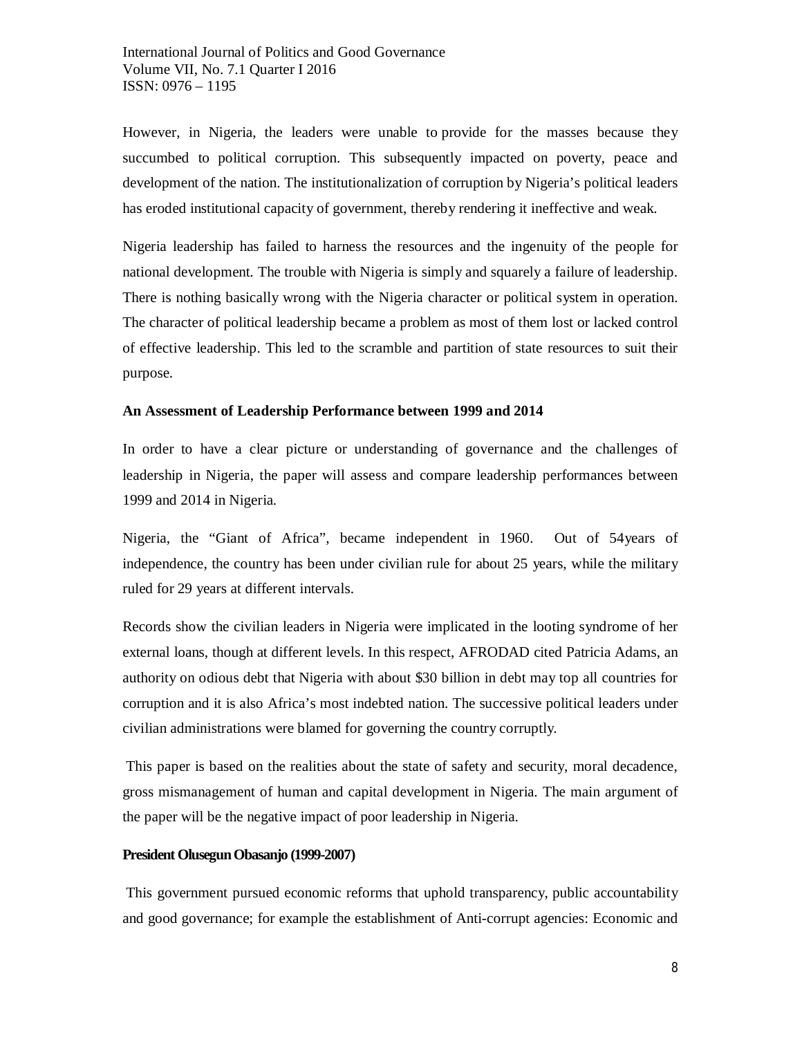However, in Nigeria, the leaders were unable to provide for the masses because they succumbed to political corruption. This subsequently impacted on poverty, peace and development of the nation. The institutionalization of corruption by Nigeria's political leaders has eroded institutional capacity of government, thereby rendering it ineffective and weak.

Nigeria leadership has failed to harness the resources and the ingenuity of the people for national development. The trouble with Nigeria is simply and squarely a failure of leadership. There is nothing basically wrong with the Nigeria character or political system in operation. The character of political leadership became a problem as most of them lost or lacked control of effective leadership. This led to the scramble and partition of state resources to suit their purpose.

**An Assessment of Leadership Performance between 1999 and 2014**

In order to have a clear picture or understanding of governance and the challenges of leadership in Nigeria, the paper will assess and compare leadership performances between 1999 and 2014 in Nigeria.

Nigeria, the "Giant of Africa", became independent in 1960. Out of 54years of independence, the country has been under civilian rule for about 25 years, while the military ruled for 29 years at different intervals.

Records show the civilian leaders in Nigeria were implicated in the looting syndrome of her external loans, though at different levels. In this respect, AFRODAD cited Patricia Adams, an authority on odious debt that Nigeria with about $30 billion in debt may top all countries for corruption and it is also Africa's most indebted nation. The successive political leaders under civilian administrations were blamed for governing the country corruptly.

This paper is based on the realities about the state of safety and security, moral decadence, gross mismanagement of human and capital development in Nigeria. The main argument of the paper will be the negative impact of poor leadership in Nigeria.

**President Olusegun Obasanjo (1999-2007)**

This government pursued economic reforms that uphold transparency, public accountability and good governance; for example the establishment of Anti-corrupt agencies: Economic and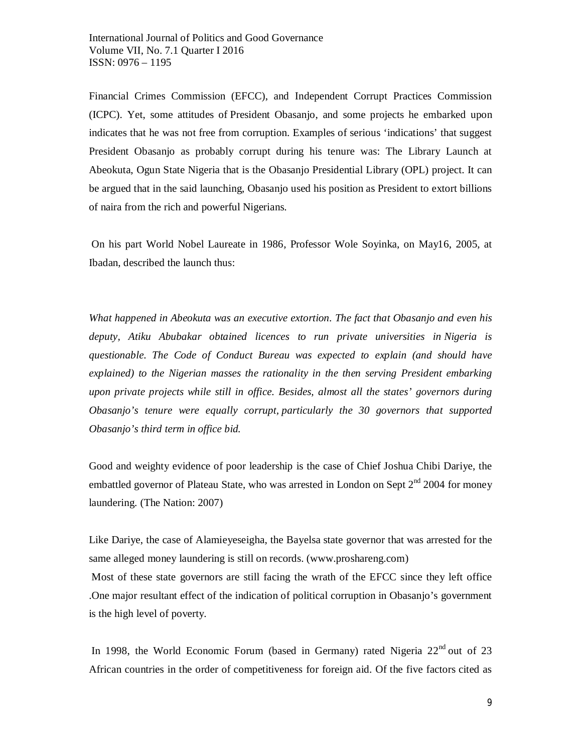Financial Crimes Commission (EFCC), and Independent Corrupt Practices Commission (ICPC). Yet, some attitudes of President Obasanjo, and some projects he embarked upon indicates that he was not free from corruption. Examples of serious 'indications' that suggest President Obasanjo as probably corrupt during his tenure was: The Library Launch at Abeokuta, Ogun State Nigeria that is the Obasanjo Presidential Library (OPL) project. It can be argued that in the said launching, Obasanjo used his position as President to extort billions of naira from the rich and powerful Nigerians.

On his part World Nobel Laureate in 1986, Professor Wole Soyinka, on May16, 2005, at Ibadan, described the launch thus:

*What happened in Abeokuta was an executive extortion. The fact that Obasanjo and even his deputy, Atiku Abubakar obtained licences to run private universities in Nigeria is questionable. The Code of Conduct Bureau was expected to explain (and should have explained) to the Nigerian masses the rationality in the then serving President embarking upon private projects while still in office. Besides, almost all the states' governors during Obasanjo's tenure were equally corrupt, particularly the 30 governors that supported Obasanjo's third term in office bid.*

Good and weighty evidence of poor leadership is the case of Chief Joshua Chibi Dariye, the embattled governor of Plateau State, who was arrested in London on Sept 2nd 2004 for money laundering. (The Nation: 2007)

Like Dariye, the case of Alamieyeseigha, the Bayelsa state governor that was arrested for the same alleged money laundering is still on records. (www.proshareng.com)
Most of these state governors are still facing the wrath of the EFCC since they left office .One major resultant effect of the indication of political corruption in Obasanjo's government is the high level of poverty.

In 1998, the World Economic Forum (based in Germany) rated Nigeria 22nd out of 23 African countries in the order of competitiveness for foreign aid. Of the five factors cited as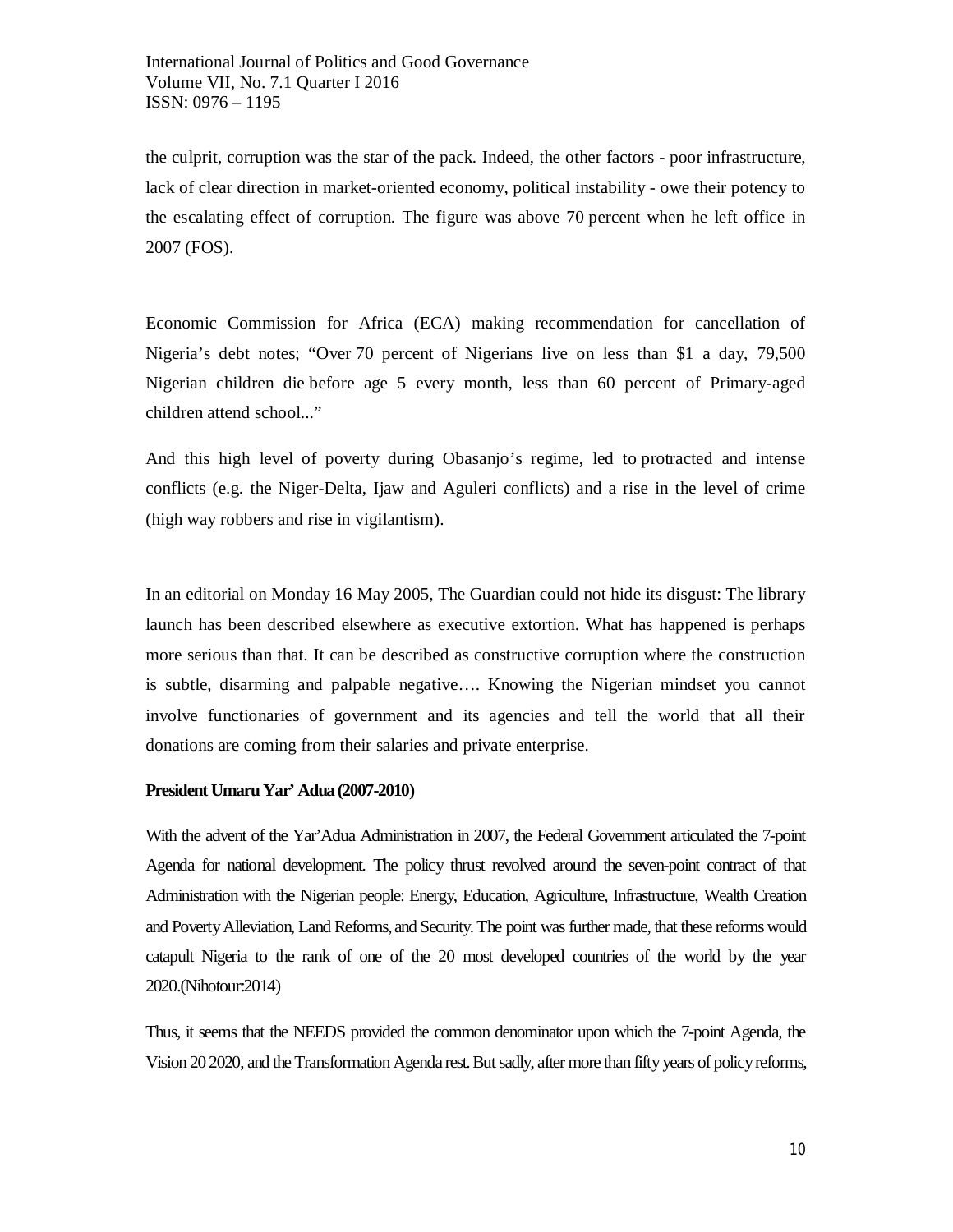the culprit, corruption was the star of the pack. Indeed, the other factors - poor infrastructure, lack of clear direction in market-oriented economy, political instability - owe their potency to the escalating effect of corruption. The figure was above 70 percent when he left office in 2007 (FOS).

Economic Commission for Africa (ECA) making recommendation for cancellation of Nigeria's debt notes; "Over 70 percent of Nigerians live on less than $1 a day, 79,500 Nigerian children die before age 5 every month, less than 60 percent of Primary-aged children attend school..."

And this high level of poverty during Obasanjo's regime, led to protracted and intense conflicts (e.g. the Niger-Delta, Ijaw and Aguleri conflicts) and a rise in the level of crime (high way robbers and rise in vigilantism).

In an editorial on Monday 16 May 2005, The Guardian could not hide its disgust: The library launch has been described elsewhere as executive extortion. What has happened is perhaps more serious than that. It can be described as constructive corruption where the construction is subtle, disarming and palpable negative…. Knowing the Nigerian mindset you cannot involve functionaries of government and its agencies and tell the world that all their donations are coming from their salaries and private enterprise.

**President Umaru Yar' Adua (2007-2010)**

With the advent of the Yar'Adua Administration in 2007, the Federal Government articulated the 7-point Agenda for national development. The policy thrust revolved around the seven-point contract of that Administration with the Nigerian people: Energy, Education, Agriculture, Infrastructure, Wealth Creation and Poverty Alleviation, Land Reforms, and Security. The point was further made, that these reforms would catapult Nigeria to the rank of one of the 20 most developed countries of the world by the year 2020.(Nihotour:2014)

Thus, it seems that the NEEDS provided the common denominator upon which the 7-point Agenda, the Vision 20 2020, and the Transformation Agenda rest. But sadly, after more than fifty years of policy reforms,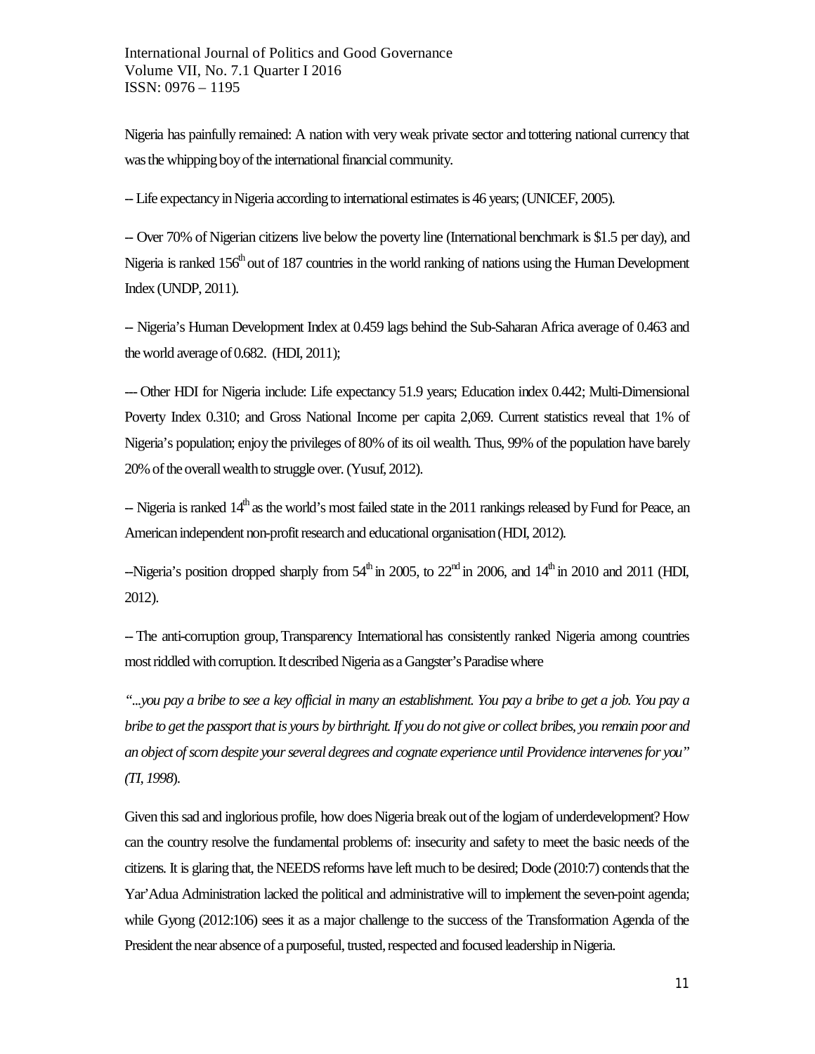Nigeria has painfully remained: A nation with very weak private sector and tottering national currency that was the whipping boy of the international financial community.

-- Life expectancy in Nigeria according to international estimates is 46 years; (UNICEF, 2005).

-- Over 70% of Nigerian citizens live below the poverty line (International benchmark is $1.5 per day), and Nigeria is ranked 156th out of 187 countries in the world ranking of nations using the Human Development Index (UNDP, 2011).

-- Nigeria's Human Development Index at 0.459 lags behind the Sub-Saharan Africa average of 0.463 and the world average of 0.682. (HDI, 2011);

--- Other HDI for Nigeria include: Life expectancy 51.9 years; Education index 0.442; Multi-Dimensional Poverty Index 0.310; and Gross National Income per capita 2,069. Current statistics reveal that 1% of Nigeria's population; enjoy the privileges of 80% of its oil wealth. Thus, 99% of the population have barely 20% of the overall wealth to struggle over. (Yusuf, 2012).

-- Nigeria is ranked 14th as the world's most failed state in the 2011 rankings released by Fund for Peace, an American independent non-profit research and educational organisation (HDI, 2012).

--Nigeria's position dropped sharply from 54th in 2005, to 22nd in 2006, and 14th in 2010 and 2011 (HDI, 2012).

-- The anti-corruption group, Transparency International has consistently ranked Nigeria among countries most riddled with corruption. It described Nigeria as a Gangster's Paradise where

*"...you pay a bribe to see a key official in many an establishment. You pay a bribe to get a job. You pay a bribe to get the passport that is yours by birthright. If you do not give or collect bribes, you remain poor and an object of scorn despite your several degrees and cognate experience until Providence intervenes for you" (TI, 1998*).

Given this sad and inglorious profile, how does Nigeria break out of the logjam of underdevelopment? How can the country resolve the fundamental problems of: insecurity and safety to meet the basic needs of the citizens. It is glaring that, the NEEDS reforms have left much to be desired; Dode (2010:7) contends that the Yar'Adua Administration lacked the political and administrative will to implement the seven-point agenda; while Gyong (2012:106) sees it as a major challenge to the success of the Transformation Agenda of the President the near absence of a purposeful, trusted, respected and focused leadership in Nigeria.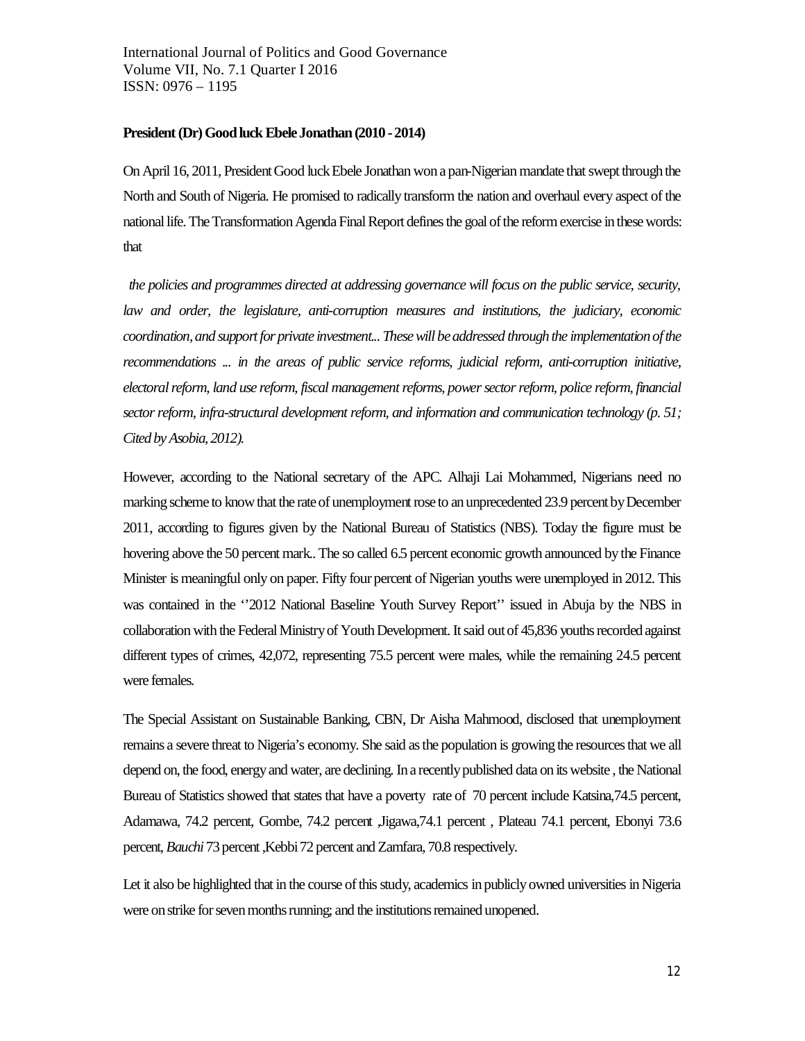**President (Dr) Good luck Ebele Jonathan (2010 - 2014)**

On April 16, 2011, President Good luck Ebele Jonathan won a pan-Nigerian mandate that swept through the North and South of Nigeria. He promised to radically transform the nation and overhaul every aspect of the national life. The Transformation Agenda Final Report defines the goal of the reform exercise in these words: that

*the policies and programmes directed at addressing governance will focus on the public service, security, law and order, the legislature, anti-corruption measures and institutions, the judiciary, economic coordination, and support for private investment... These will be addressed through the implementation of the recommendations ... in the areas of public service reforms, judicial reform, anti-corruption initiative, electoral reform, land use reform, fiscal management reforms, power sector reform, police reform, financial sector reform, infra-structural development reform, and information and communication technology (p. 51; Cited by Asobia, 2012).*

However, according to the National secretary of the APC. Alhaji Lai Mohammed, Nigerians need no marking scheme to know that the rate of unemployment rose to an unprecedented 23.9 percent by December 2011, according to figures given by the National Bureau of Statistics (NBS). Today the figure must be hovering above the 50 percent mark.. The so called 6.5 percent economic growth announced by the Finance Minister is meaningful only on paper. Fifty four percent of Nigerian youths were unemployed in 2012. This was contained in the ''2012 National Baseline Youth Survey Report'' issued in Abuja by the NBS in collaboration with the Federal Ministry of Youth Development. It said out of 45,836 youths recorded against different types of crimes, 42,072, representing 75.5 percent were males, while the remaining 24.5 percent were females.

The Special Assistant on Sustainable Banking, CBN, Dr Aisha Mahmood, disclosed that unemployment remains a severe threat to Nigeria's economy. She said as the population is growing the resources that we all depend on, the food, energy and water, are declining. In a recently published data on its website , the National Bureau of Statistics showed that states that have a poverty rate of 70 percent include Katsina,74.5 percent, Adamawa, 74.2 percent, Gombe, 74.2 percent ,Jigawa,74.1 percent , Plateau 74.1 percent, Ebonyi 73.6 percent, *Bauchi* 73 percent ,Kebbi 72 percent and Zamfara, 70.8 respectively.

Let it also be highlighted that in the course of this study, academics in publicly owned universities in Nigeria were on strike for seven months running; and the institutions remained unopened.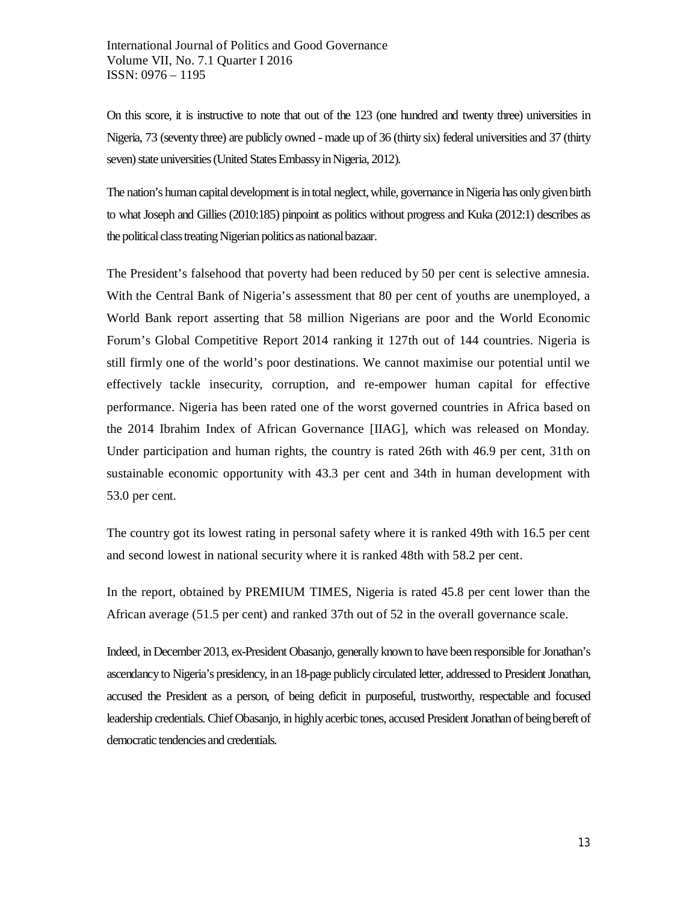On this score, it is instructive to note that out of the 123 (one hundred and twenty three) universities in Nigeria, 73 (seventy three) are publicly owned - made up of 36 (thirty six) federal universities and 37 (thirty seven) state universities (United States Embassy in Nigeria, 2012).

The nation's human capital development is in total neglect, while, governance in Nigeria has only given birth to what Joseph and Gillies (2010:185) pinpoint as politics without progress and Kuka (2012:1) describes as the political class treating Nigerian politics as national bazaar.

The President's falsehood that poverty had been reduced by 50 per cent is selective amnesia. With the Central Bank of Nigeria's assessment that 80 per cent of youths are unemployed, a World Bank report asserting that 58 million Nigerians are poor and the World Economic Forum's Global Competitive Report 2014 ranking it 127th out of 144 countries. Nigeria is still firmly one of the world's poor destinations. We cannot maximise our potential until we effectively tackle insecurity, corruption, and re-empower human capital for effective performance. Nigeria has been rated one of the worst governed countries in Africa based on the 2014 Ibrahim Index of African Governance [IIAG], which was released on Monday. Under participation and human rights, the country is rated 26th with 46.9 per cent, 31th on sustainable economic opportunity with 43.3 per cent and 34th in human development with 53.0 per cent.

The country got its lowest rating in personal safety where it is ranked 49th with 16.5 per cent and second lowest in national security where it is ranked 48th with 58.2 per cent.

In the report, obtained by PREMIUM TIMES, Nigeria is rated 45.8 per cent lower than the African average (51.5 per cent) and ranked 37th out of 52 in the overall governance scale.

Indeed, in December 2013, ex-President Obasanjo, generally known to have been responsible for Jonathan's ascendancy to Nigeria's presidency, in an 18-page publicly circulated letter, addressed to President Jonathan, accused the President as a person, of being deficit in purposeful, trustworthy, respectable and focused leadership credentials. Chief Obasanjo, in highly acerbic tones, accused President Jonathan of being bereft of democratic tendencies and credentials.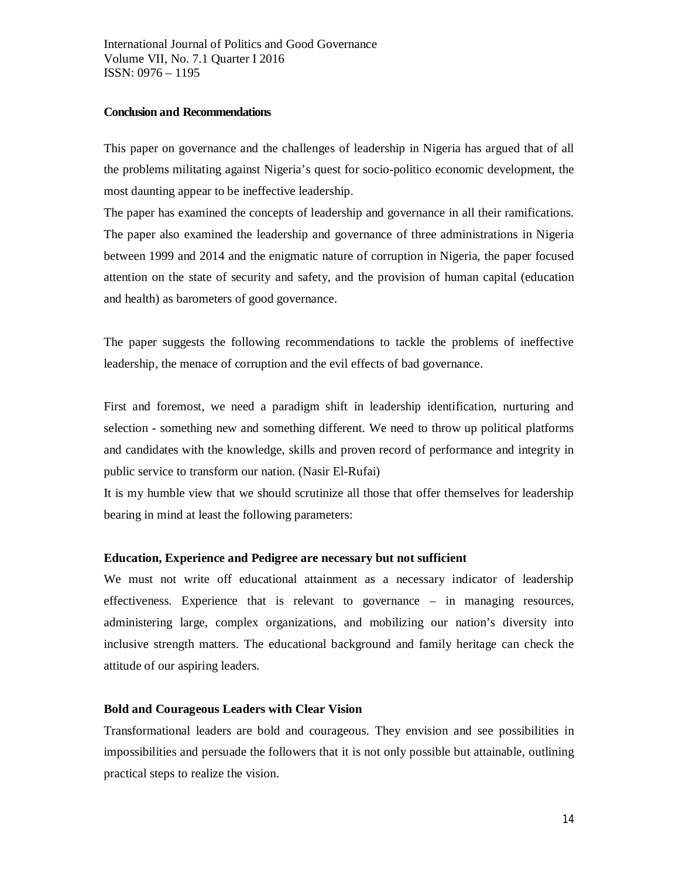## Conclusion and Recommendations

This paper on governance and the challenges of leadership in Nigeria has argued that of all the problems militating against Nigeria's quest for socio-politico economic development, the most daunting appear to be ineffective leadership.

The paper has examined the concepts of leadership and governance in all their ramifications. The paper also examined the leadership and governance of three administrations in Nigeria between 1999 and 2014 and the enigmatic nature of corruption in Nigeria, the paper focused attention on the state of security and safety, and the provision of human capital (education and health) as barometers of good governance.

The paper suggests the following recommendations to tackle the problems of ineffective leadership, the menace of corruption and the evil effects of bad governance.

First and foremost, we need a paradigm shift in leadership identification, nurturing and selection - something new and something different. We need to throw up political platforms and candidates with the knowledge, skills and proven record of performance and integrity in public service to transform our nation. (Nasir El-Rufai)

It is my humble view that we should scrutinize all those that offer themselves for leadership bearing in mind at least the following parameters:

### Education, Experience and Pedigree are necessary but not sufficient

We must not write off educational attainment as a necessary indicator of leadership effectiveness. Experience that is relevant to governance – in managing resources, administering large, complex organizations, and mobilizing our nation's diversity into inclusive strength matters. The educational background and family heritage can check the attitude of our aspiring leaders.

### Bold and Courageous Leaders with Clear Vision

Transformational leaders are bold and courageous. They envision and see possibilities in impossibilities and persuade the followers that it is not only possible but attainable, outlining practical steps to realize the vision.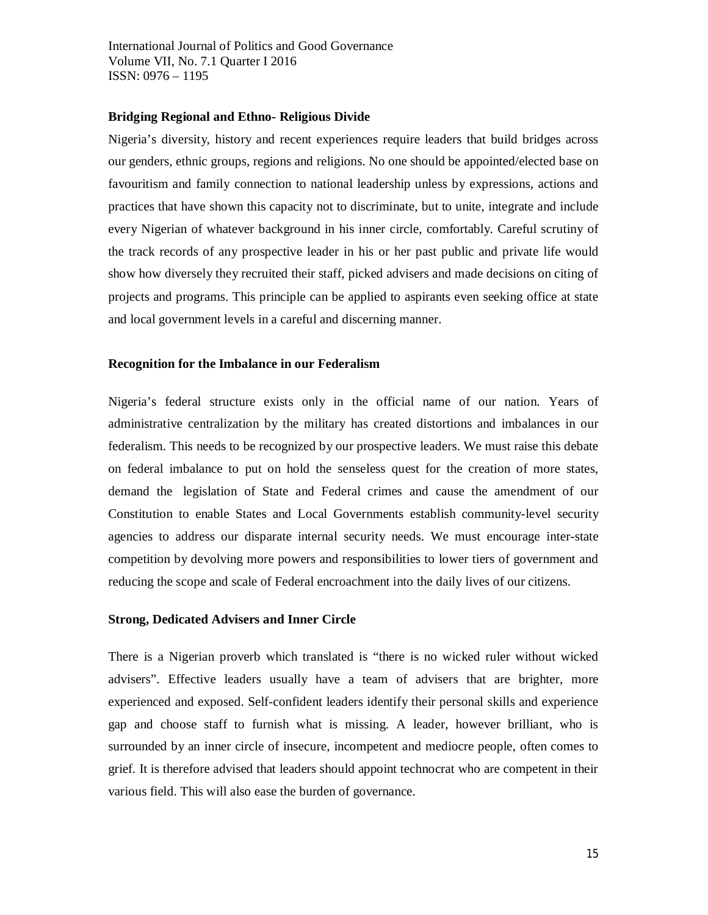**Bridging Regional and Ethno- Religious Divide**

Nigeria's diversity, history and recent experiences require leaders that build bridges across our genders, ethnic groups, regions and religions. No one should be appointed/elected base on favouritism and family connection to national leadership unless by expressions, actions and practices that have shown this capacity not to discriminate, but to unite, integrate and include every Nigerian of whatever background in his inner circle, comfortably. Careful scrutiny of the track records of any prospective leader in his or her past public and private life would show how diversely they recruited their staff, picked advisers and made decisions on citing of projects and programs. This principle can be applied to aspirants even seeking office at state and local government levels in a careful and discerning manner.

**Recognition for the Imbalance in our Federalism**

Nigeria's federal structure exists only in the official name of our nation. Years of administrative centralization by the military has created distortions and imbalances in our federalism. This needs to be recognized by our prospective leaders. We must raise this debate on federal imbalance to put on hold the senseless quest for the creation of more states, demand the legislation of State and Federal crimes and cause the amendment of our Constitution to enable States and Local Governments establish community-level security agencies to address our disparate internal security needs. We must encourage inter-state competition by devolving more powers and responsibilities to lower tiers of government and reducing the scope and scale of Federal encroachment into the daily lives of our citizens.

**Strong, Dedicated Advisers and Inner Circle**

There is a Nigerian proverb which translated is "there is no wicked ruler without wicked advisers". Effective leaders usually have a team of advisers that are brighter, more experienced and exposed. Self-confident leaders identify their personal skills and experience gap and choose staff to furnish what is missing. A leader, however brilliant, who is surrounded by an inner circle of insecure, incompetent and mediocre people, often comes to grief. It is therefore advised that leaders should appoint technocrat who are competent in their various field. This will also ease the burden of governance.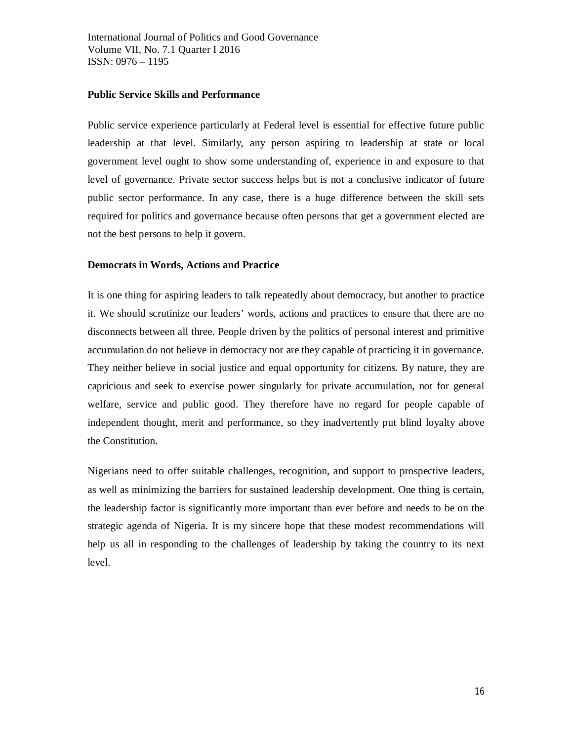**Public Service Skills and Performance**

Public service experience particularly at Federal level is essential for effective future public leadership at that level. Similarly, any person aspiring to leadership at state or local government level ought to show some understanding of, experience in and exposure to that level of governance. Private sector success helps but is not a conclusive indicator of future public sector performance. In any case, there is a huge difference between the skill sets required for politics and governance because often persons that get a government elected are not the best persons to help it govern.

**Democrats in Words, Actions and Practice**

It is one thing for aspiring leaders to talk repeatedly about democracy, but another to practice it. We should scrutinize our leaders' words, actions and practices to ensure that there are no disconnects between all three. People driven by the politics of personal interest and primitive accumulation do not believe in democracy nor are they capable of practicing it in governance. They neither believe in social justice and equal opportunity for citizens. By nature, they are capricious and seek to exercise power singularly for private accumulation, not for general welfare, service and public good. They therefore have no regard for people capable of independent thought, merit and performance, so they inadvertently put blind loyalty above the Constitution.

Nigerians need to offer suitable challenges, recognition, and support to prospective leaders, as well as minimizing the barriers for sustained leadership development. One thing is certain, the leadership factor is significantly more important than ever before and needs to be on the strategic agenda of Nigeria. It is my sincere hope that these modest recommendations will help us all in responding to the challenges of leadership by taking the country to its next level.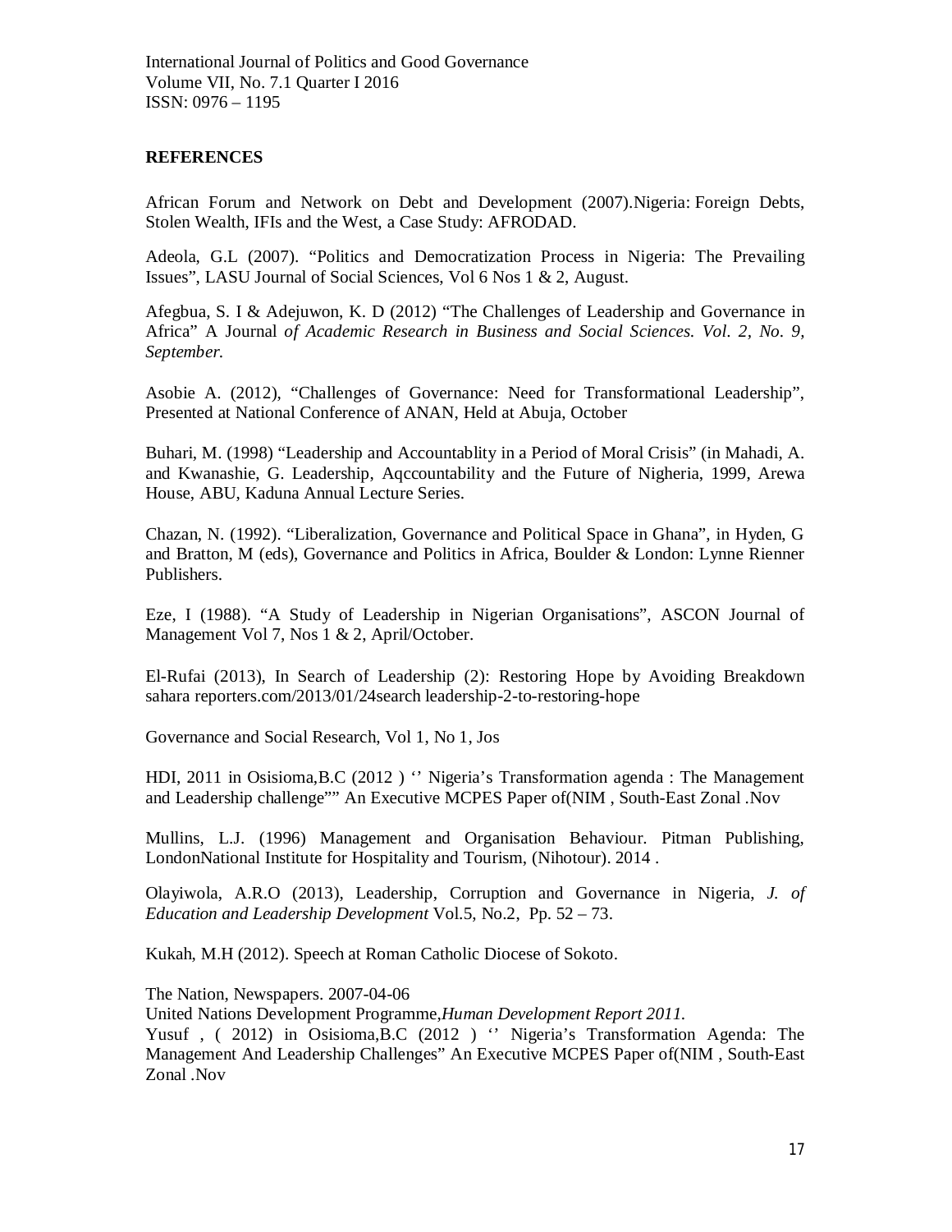## REFERENCES

African Forum and Network on Debt and Development (2007).Nigeria: Foreign Debts, Stolen Wealth, IFIs and the West, a Case Study: AFRODAD.

Adeola, G.L (2007). "Politics and Democratization Process in Nigeria: The Prevailing Issues", LASU Journal of Social Sciences, Vol 6 Nos 1 & 2, August.

Afegbua, S. I & Adejuwon, K. D (2012) "The Challenges of Leadership and Governance in Africa" A Journal *of Academic Research in Business and Social Sciences. Vol. 2, No. 9, September.*

Asobie A. (2012), "Challenges of Governance: Need for Transformational Leadership", Presented at National Conference of ANAN, Held at Abuja, October

Buhari, M. (1998) "Leadership and Accountablity in a Period of Moral Crisis" (in Mahadi, A. and Kwanashie, G. Leadership, Aqccountability and the Future of Nigheria, 1999, Arewa House, ABU, Kaduna Annual Lecture Series.

Chazan, N. (1992). "Liberalization, Governance and Political Space in Ghana", in Hyden, G and Bratton, M (eds), Governance and Politics in Africa, Boulder & London: Lynne Rienner Publishers.

Eze, I (1988). "A Study of Leadership in Nigerian Organisations", ASCON Journal of Management Vol 7, Nos 1 & 2, April/October.

El-Rufai (2013), In Search of Leadership (2): Restoring Hope by Avoiding Breakdown sahara reporters.com/2013/01/24search leadership-2-to-restoring-hope

Governance and Social Research, Vol 1, No 1, Jos

HDI, 2011 in Osisioma,B.C (2012 ) '' Nigeria's Transformation agenda : The Management and Leadership challenge"" An Executive MCPES Paper of(NIM , South-East Zonal .Nov

Mullins, L.J. (1996) Management and Organisation Behaviour. Pitman Publishing, LondonNational Institute for Hospitality and Tourism, (Nihotour). 2014 .

Olayiwola, A.R.O (2013), Leadership, Corruption and Governance in Nigeria, *J. of Education and Leadership Development* Vol.5, No.2, Pp. 52 – 73.

Kukah, M.H (2012). Speech at Roman Catholic Diocese of Sokoto.

The Nation, Newspapers. 2007-04-06

United Nations Development Programme,*Human Development Report 2011.*

Yusuf , ( 2012) in Osisioma,B.C (2012 ) '' Nigeria's Transformation Agenda: The Management And Leadership Challenges" An Executive MCPES Paper of(NIM , South-East Zonal .Nov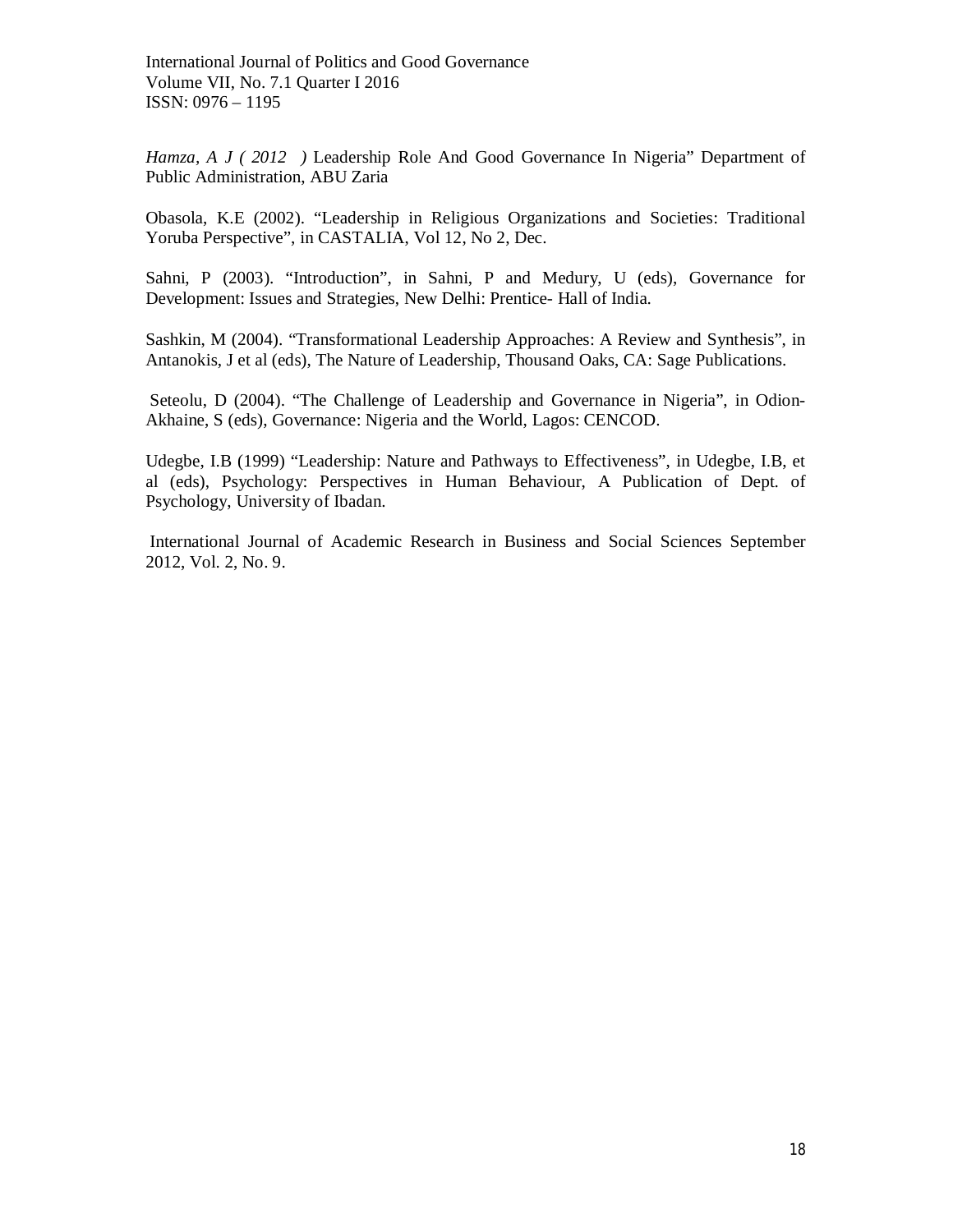*Hamza, A J ( 2012 )* Leadership Role And Good Governance In Nigeria" Department of Public Administration, ABU Zaria

Obasola, K.E (2002). "Leadership in Religious Organizations and Societies: Traditional Yoruba Perspective", in CASTALIA, Vol 12, No 2, Dec.

Sahni, P (2003). "Introduction", in Sahni, P and Medury, U (eds), Governance for Development: Issues and Strategies, New Delhi: Prentice- Hall of India.

Sashkin, M (2004). "Transformational Leadership Approaches: A Review and Synthesis", in Antanokis, J et al (eds), The Nature of Leadership, Thousand Oaks, CA: Sage Publications.

Seteolu, D (2004). "The Challenge of Leadership and Governance in Nigeria", in Odion-Akhaine, S (eds), Governance: Nigeria and the World, Lagos: CENCOD.

Udegbe, I.B (1999) "Leadership: Nature and Pathways to Effectiveness", in Udegbe, I.B, et al (eds), Psychology: Perspectives in Human Behaviour, A Publication of Dept. of Psychology, University of Ibadan.

International Journal of Academic Research in Business and Social Sciences September 2012, Vol. 2, No. 9.